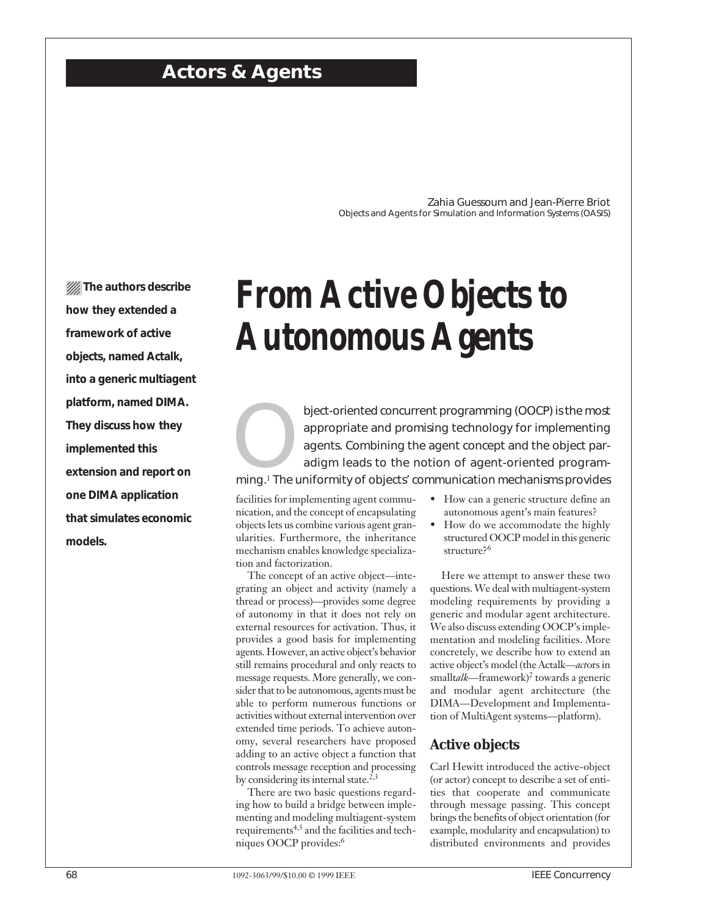## Actors & Agents

# From Active Objects to Autonomous Agents

Zahia Guessoum and Jean-Pierre Briot
Objects and Agents for Simulation and Information Systems (OASIS)

**The authors describe how they extended a framework of active objects, named Actalk, into a generic multiagent platform, named DIMA. They discuss how they implemented this extension and report on one DIMA application that simulates economic models.**

Object-oriented concurrent programming (OOCP) is the most appropriate and promising technology for implementing agents. Combining the agent concept and the object paradigm leads to the notion of agent-oriented programming.[1] The uniformity of objects' communication mechanisms provides facilities for implementing agent communication, and the concept of encapsulating objects lets us combine various agent granularities. Furthermore, the inheritance mechanism enables knowledge specialization and factorization.

The concept of an active object—integrating an object and activity (namely a thread or process)—provides some degree of autonomy in that it does not rely on external resources for activation. Thus, it provides a good basis for implementing agents. However, an active object's behavior still remains procedural and only reacts to message requests. More generally, we consider that to be autonomous, agents must be able to perform numerous functions or activities without external intervention over extended time periods. To achieve autonomy, several researchers have proposed adding to an active object a function that controls message reception and processing by considering its internal state.[2,3]

There are two basic questions regarding how to build a bridge between implementing and modeling multiagent-system requirements[4,5] and the facilities and techniques OOCP provides:[6]

- How can a generic structure define an autonomous agent's main features?
- How do we accommodate the highly structured OOCP model in this generic structure?[6]

Here we attempt to answer these two questions. We deal with multiagent-system modeling requirements by providing a generic and modular agent architecture. We also discuss extending OOCP's implementation and modeling facilities. More concretely, we describe how to extend an active object's model (the Actalk—*act*ors in small*talk*—framework)[2] towards a generic and modular agent architecture (the DIMA—Development and Implementation of MultiAgent systems—platform).

## Active objects

Carl Hewitt introduced the active-object (or actor) concept to describe a set of entities that cooperate and communicate through message passing. This concept brings the benefits of object orientation (for example, modularity and encapsulation) to distributed environments and provides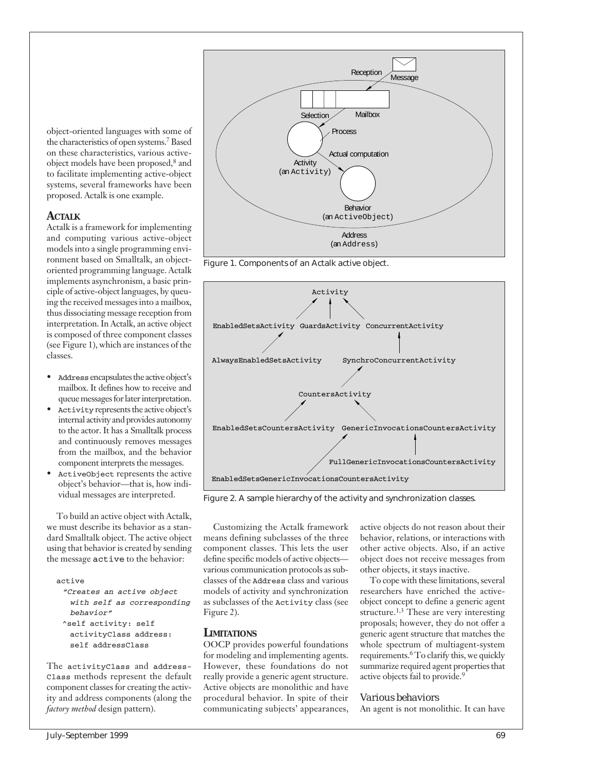object-oriented languages with some of the characteristics of open systems.[7] Based on these characteristics, various active-object models have been proposed,[8] and to facilitate implementing active-object systems, several frameworks have been proposed. Actalk is one example.

## ACTALK

Actalk is a framework for implementing and computing various active-object models into a single programming environment based on Smalltalk, an object-oriented programming language. Actalk implements asynchronism, a basic principle of active-object languages, by queuing the received messages into a mailbox, thus dissociating message reception from interpretation. In Actalk, an active object is composed of three component classes (see Figure 1), which are instances of the classes.

- `Address` encapsulates the active object's mailbox. It defines how to receive and queue messages for later interpretation.
- `Activity` represents the active object's internal activity and provides autonomy to the actor. It has a Smalltalk process and continuously removes messages from the mailbox, and the behavior component interprets the messages.
- `ActiveObject` represents the active object's behavior—that is, how individual messages are interpreted.

To build an active object with Actalk, we must describe its behavior as a standard Smalltalk object. The active object using that behavior is created by sending the message `active` to the behavior:

```
active
  "Creates an active object
    with self as corresponding
    behavior"
  ^self activity: self
    activityClass address:
    self addressClass
```

The `activityClass` and `addressClass` methods represent the default component classes for creating the activity and address components (along the *factory method* design pattern).

Figure 1. Components of an Actalk active object.

Figure 2. A sample hierarchy of the activity and synchronization classes.

Customizing the Actalk framework means defining subclasses of the three component classes. This lets the user define specific models of active objects—various communication protocols as subclasses of the `Address` class and various models of activity and synchronization as subclasses of the `Activity` class (see Figure 2).

## LIMITATIONS

OOCP provides powerful foundations for modeling and implementing agents. However, these foundations do not really provide a generic agent structure. Active objects are monolithic and have procedural behavior. In spite of their communicating subjects' appearances, active objects do not reason about their behavior, relations, or interactions with other active objects. Also, if an active object does not receive messages from other objects, it stays inactive.

To cope with these limitations, several researchers have enriched the active-object concept to define a generic agent structure.[1,3] These are very interesting proposals; however, they do not offer a generic agent structure that matches the whole spectrum of multiagent-system requirements.[6] To clarify this, we quickly summarize required agent properties that active objects fail to provide.[9]

### Various behaviors

An agent is not monolithic. It can have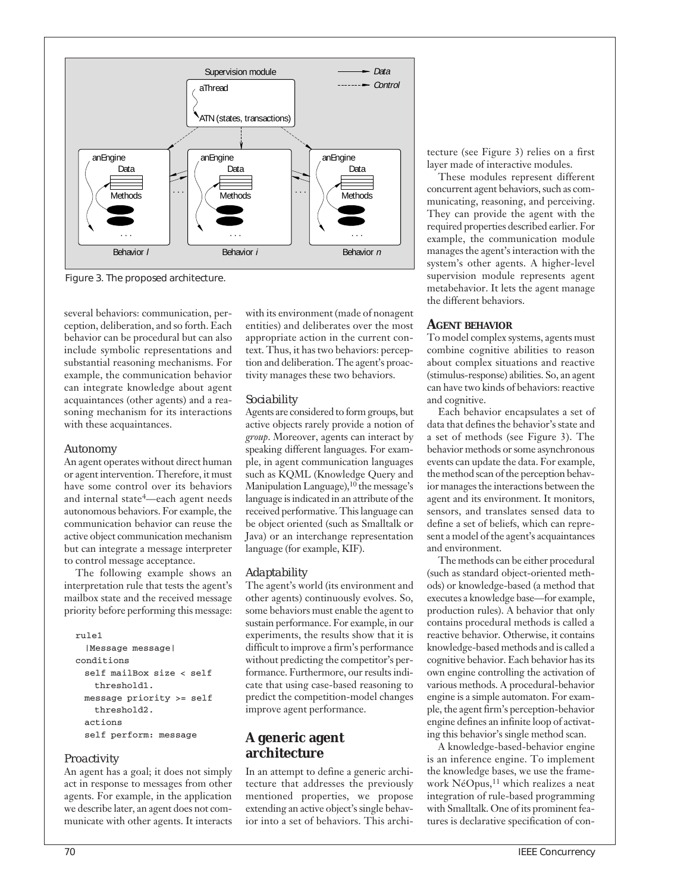Supervision module

aThread

ATN (states, transactions)

Data

Control

anEngine

Data

Methods

Behavior *l*

anEngine

Data

Methods

Behavior *i*

anEngine

Data

Methods

Behavior *n*

Figure 3. The proposed architecture.

several behaviors: communication, perception, deliberation, and so forth. Each behavior can be procedural but can also include symbolic representations and substantial reasoning mechanisms. For example, the communication behavior can integrate knowledge about agent acquaintances (other agents) and a reasoning mechanism for its interactions with these acquaintances.

### Autonomy

An agent operates without direct human or agent intervention. Therefore, it must have some control over its behaviors and internal state[4]—each agent needs autonomous behaviors. For example, the communication behavior can reuse the active object communication mechanism but can integrate a message interpreter to control message acceptance.

The following example shows an interpretation rule that tests the agent's mailbox state and the received message priority before performing this message:

```
rule1
  |Message message|
conditions
  self mailBox size < self
    threshold1.
  message priority >= self
    threshold2.
  actions
  self perform: message
```

### Proactivity

An agent has a goal; it does not simply act in response to messages from other agents. For example, in the application we describe later, an agent does not communicate with other agents. It interacts with its environment (made of nonagent entities) and deliberates over the most appropriate action in the current context. Thus, it has two behaviors: perception and deliberation. The agent's proactivity manages these two behaviors.

### Sociability

Agents are considered to form groups, but active objects rarely provide a notion of *group*. Moreover, agents can interact by speaking different languages. For example, in agent communication languages such as KQML (Knowledge Query and Manipulation Language),[10] the message's language is indicated in an attribute of the received performative. This language can be object oriented (such as Smalltalk or Java) or an interchange representation language (for example, KIF).

### Adaptability

The agent's world (its environment and other agents) continuously evolves. So, some behaviors must enable the agent to sustain performance. For example, in our experiments, the results show that it is difficult to improve a firm's performance without predicting the competitor's performance. Furthermore, our results indicate that using case-based reasoning to predict the competition-model changes improve agent performance.

## A generic agent architecture

In an attempt to define a generic architecture that addresses the previously mentioned properties, we propose extending an active object's single behavior into a set of behaviors. This architecture (see Figure 3) relies on a first layer made of interactive modules.

These modules represent different concurrent agent behaviors, such as communicating, reasoning, and perceiving. They can provide the agent with the required properties described earlier. For example, the communication module manages the agent's interaction with the system's other agents. A higher-level supervision module represents agent metabehavior. It lets the agent manage the different behaviors.

### AGENT BEHAVIOR

To model complex systems, agents must combine cognitive abilities to reason about complex situations and reactive (stimulus-response) abilities. So, an agent can have two kinds of behaviors: reactive and cognitive.

Each behavior encapsulates a set of data that defines the behavior's state and a set of methods (see Figure 3). The behavior methods or some asynchronous events can update the data. For example, the method scan of the perception behavior manages the interactions between the agent and its environment. It monitors, sensors, and translates sensed data to define a set of beliefs, which can represent a model of the agent's acquaintances and environment.

The methods can be either procedural (such as standard object-oriented methods) or knowledge-based (a method that executes a knowledge base—for example, production rules). A behavior that only contains procedural methods is called a reactive behavior. Otherwise, it contains knowledge-based methods and is called a cognitive behavior. Each behavior has its own engine controlling the activation of various methods. A procedural-behavior engine is a simple automaton. For example, the agent firm's perception-behavior engine defines an infinite loop of activating this behavior's single method scan.

A knowledge-based-behavior engine is an inference engine. To implement the knowledge bases, we use the framework NéOpus,[11] which realizes a neat integration of rule-based programming with Smalltalk. One of its prominent features is declarative specification of con-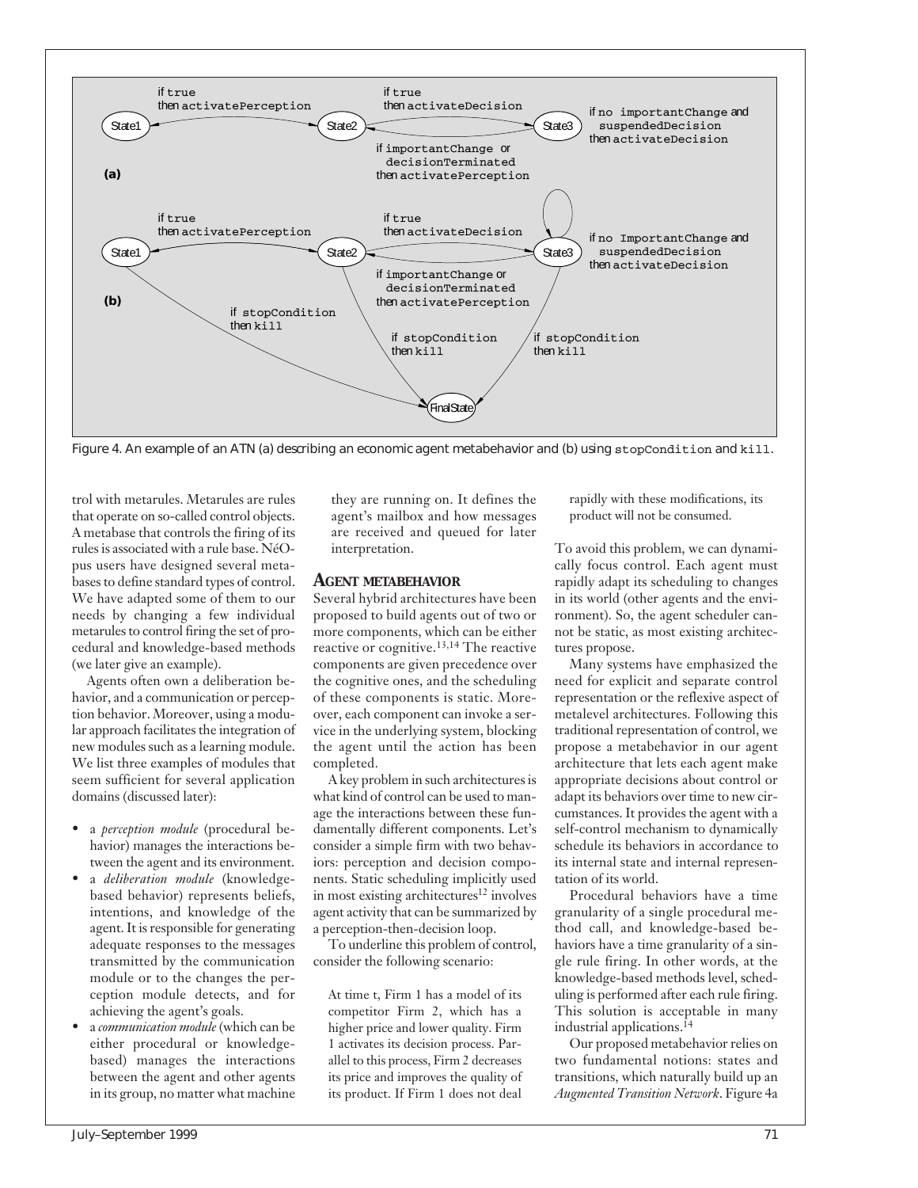(a)

State1 — if true then activatePerception — State2 — if true then activateDecision — State3

if importantChange or decisionTerminated then activatePerception

if no importantChange and suspendedDecision then activateDecision

(b)

State1 — if true then activatePerception — State2 — if true then activateDecision — State3

if importantChange or decisionTerminated then activatePerception

if no ImportantChange and suspendedDecision then activateDecision

if stopCondition then kill

if stopCondition then kill

if stopCondition then kill

FinalState

Figure 4. An example of an ATN (a) describing an economic agent metabehavior and (b) using `stopCondition` and `kill`.

trol with metarules. Metarules are rules that operate on so-called control objects. A metabase that controls the firing of its rules is associated with a rule base. NéOpus users have designed several metabases to define standard types of control. We have adapted some of them to our needs by changing a few individual metarules to control firing the set of procedural and knowledge-based methods (we later give an example).

Agents often own a deliberation behavior, and a communication or perception behavior. Moreover, using a modular approach facilitates the integration of new modules such as a learning module. We list three examples of modules that seem sufficient for several application domains (discussed later):

- a *perception module* (procedural behavior) manages the interactions between the agent and its environment.
- a *deliberation module* (knowledge-based behavior) represents beliefs, intentions, and knowledge of the agent. It is responsible for generating adequate responses to the messages transmitted by the communication module or to the changes the perception module detects, and for achieving the agent's goals.
- a *communication module* (which can be either procedural or knowledge-based) manages the interactions between the agent and other agents in its group, no matter what machine they are running on. It defines the agent's mailbox and how messages are received and queued for later interpretation.

## AGENT METABEHAVIOR

Several hybrid architectures have been proposed to build agents out of two or more components, which can be either reactive or cognitive.[13,14] The reactive components are given precedence over the cognitive ones, and the scheduling of these components is static. Moreover, each component can invoke a service in the underlying system, blocking the agent until the action has been completed.

A key problem in such architectures is what kind of control can be used to manage the interactions between these fundamentally different components. Let's consider a simple firm with two behaviors: perception and decision components. Static scheduling implicitly used in most existing architectures[12] involves agent activity that can be summarized by a perception-then-decision loop.

To underline this problem of control, consider the following scenario:

> At time t, Firm 1 has a model of its competitor Firm 2, which has a higher price and lower quality. Firm 1 activates its decision process. Parallel to this process, Firm 2 decreases its price and improves the quality of its product. If Firm 1 does not deal rapidly with these modifications, its product will not be consumed.

To avoid this problem, we can dynamically focus control. Each agent must rapidly adapt its scheduling to changes in its world (other agents and the environment). So, the agent scheduler cannot be static, as most existing architectures propose.

Many systems have emphasized the need for explicit and separate control representation or the reflexive aspect of metalevel architectures. Following this traditional representation of control, we propose a metabehavior in our agent architecture that lets each agent make appropriate decisions about control or adapt its behaviors over time to new circumstances. It provides the agent with a self-control mechanism to dynamically schedule its behaviors in accordance to its internal state and internal representation of its world.

Procedural behaviors have a time granularity of a single procedural method call, and knowledge-based behaviors have a time granularity of a single rule firing. In other words, at the knowledge-based methods level, scheduling is performed after each rule firing. This solution is acceptable in many industrial applications.[14]

Our proposed metabehavior relies on two fundamental notions: states and transitions, which naturally build up an *Augmented Transition Network*. Figure 4a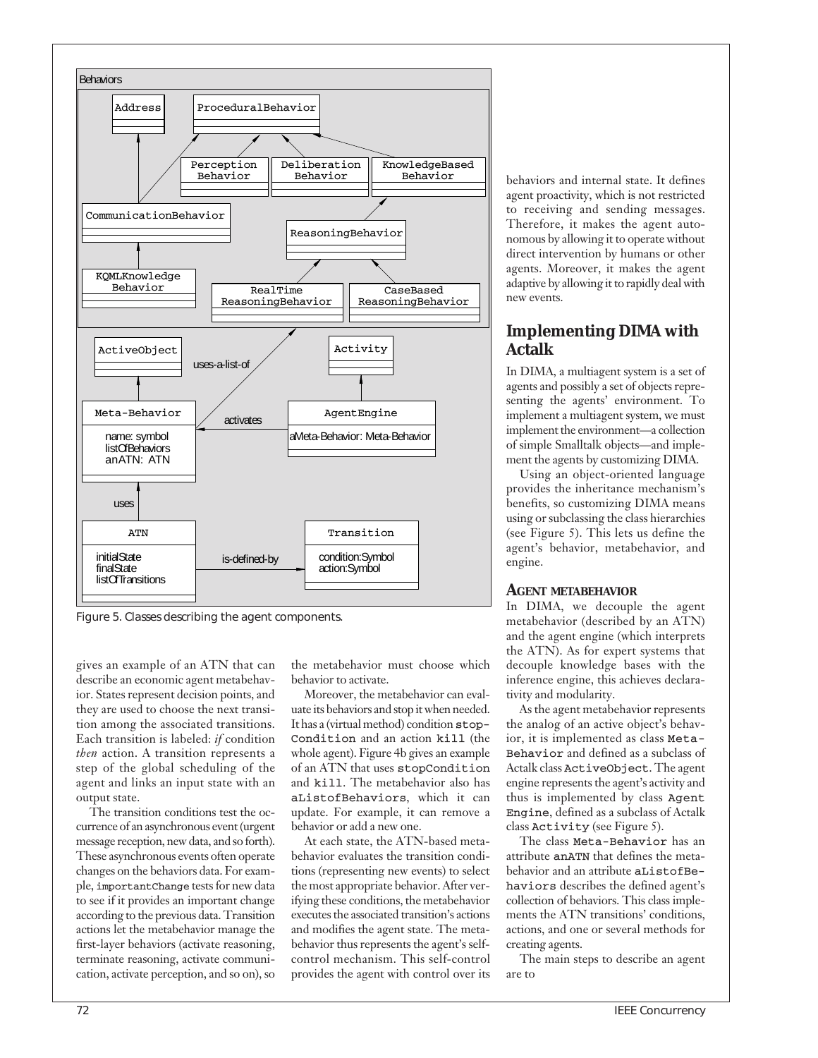Figure 5. Classes describing the agent components.

gives an example of an ATN that can describe an economic agent metabehavior. States represent decision points, and they are used to choose the next transition among the associated transitions. Each transition is labeled: *if* condition *then* action. A transition represents a step of the global scheduling of the agent and links an input state with an output state.

The transition conditions test the occurrence of an asynchronous event (urgent message reception, new data, and so forth). These asynchronous events often operate changes on the behaviors data. For example, `importantChange` tests for new data to see if it provides an important change according to the previous data. Transition actions let the metabehavior manage the first-layer behaviors (activate reasoning, terminate reasoning, activate communication, activate perception, and so on), so the metabehavior must choose which behavior to activate.

Moreover, the metabehavior can evaluate its behaviors and stop it when needed. It has a (virtual method) condition `stopCondition` and an action `kill` (the whole agent). Figure 4b gives an example of an ATN that uses `stopCondition` and `kill`. The metabehavior also has `aListofBehaviors`, which it can update. For example, it can remove a behavior or add a new one.

At each state, the ATN-based metabehavior evaluates the transition conditions (representing new events) to select the most appropriate behavior. After verifying these conditions, the metabehavior executes the associated transition's actions and modifies the agent state. The metabehavior thus represents the agent's self-control mechanism. This self-control provides the agent with control over its behaviors and internal state. It defines agent proactivity, which is not restricted to receiving and sending messages. Therefore, it makes the agent autonomous by allowing it to operate without direct intervention by humans or other agents. Moreover, it makes the agent adaptive by allowing it to rapidly deal with new events.

## Implementing DIMA with Actalk

In DIMA, a multiagent system is a set of agents and possibly a set of objects representing the agents' environment. To implement a multiagent system, we must implement the environment—a collection of simple Smalltalk objects—and implement the agents by customizing DIMA.

Using an object-oriented language provides the inheritance mechanism's benefits, so customizing DIMA means using or subclassing the class hierarchies (see Figure 5). This lets us define the agent's behavior, metabehavior, and engine.

### Agent metabehavior

In DIMA, we decouple the agent metabehavior (described by an ATN) and the agent engine (which interprets the ATN). As for expert systems that decouple knowledge bases with the inference engine, this achieves declarativity and modularity.

As the agent metabehavior represents the analog of an active object's behavior, it is implemented as class `Meta-Behavior` and defined as a subclass of Actalk class `ActiveObject`. The agent engine represents the agent's activity and thus is implemented by class `Agent Engine`, defined as a subclass of Actalk class `Activity` (see Figure 5).

The class `Meta-Behavior` has an attribute `anATN` that defines the metabehavior and an attribute `aListofBehaviors` describes the defined agent's collection of behaviors. This class implements the ATN transitions' conditions, actions, and one or several methods for creating agents.

The main steps to describe an agent are to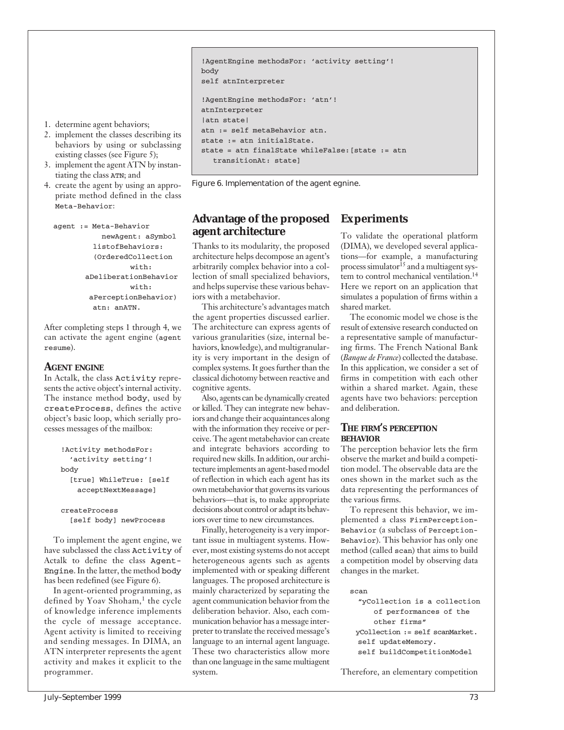1. determine agent behaviors;
2. implement the classes describing its behaviors by using or subclassing existing classes (see Figure 5);
3. implement the agent ATN by instantiating the class `ATN`; and
4. create the agent by using an appropriate method defined in the class `Meta-Behavior`:

```
agent := Meta-Behavior
         newAgent: aSymbol
        listofBehaviors:
        (OrderedCollection
               with:
      aDeliberationBehavior
               with:
        aPerceptionBehavior)
         atn: anATN.
```

After completing steps 1 through 4, we can activate the agent engine (`agent resume`).

### AGENT ENGINE

In Actalk, the class `Activity` represents the active object's internal activity. The instance method `body`, used by `createProcess`, defines the active object's basic loop, which serially processes messages of the mailbox:

```
!Activity methodsFor:
   'activity setting'!
body
   [true] WhileTrue: [self
     acceptNextMessage]

createProcess
   [self body] newProcess
```

To implement the agent engine, we have subclassed the class `Activity` of Actalk to define the class `Agent-Engine`. In the latter, the method `body` has been redefined (see Figure 6).

In agent-oriented programming, as defined by Yoav Shoham,[1] the cycle of knowledge inference implements the cycle of message acceptance. Agent activity is limited to receiving and sending messages. In DIMA, an ATN interpreter represents the agent activity and makes it explicit to the programmer.

```
!AgentEngine methodsFor: 'activity setting'!
body
self atnInterpreter

!AgentEngine methodsFor: 'atn'!
atnInterpreter
|atn state|
atn := self metaBehavior atn.
state := atn initialState.
state = atn finalState whileFalse:[state := atn
   transitionAt: state]
```

Figure 6. Implementation of the agent egnine.

## Advantage of the proposed agent architecture

Thanks to its modularity, the proposed architecture helps decompose an agent's arbitrarily complex behavior into a collection of small specialized behaviors, and helps supervise these various behaviors with a metabehavior.

This architecture's advantages match the agent properties discussed earlier. The architecture can express agents of various granularities (size, internal behaviors, knowledge), and multigranularity is very important in the design of complex systems. It goes further than the classical dichotomy between reactive and cognitive agents.

Also, agents can be dynamically created or killed. They can integrate new behaviors and change their acquaintances along with the information they receive or perceive. The agent metabehavior can create and integrate behaviors according to required new skills. In addition, our architecture implements an agent-based model of reflection in which each agent has its own metabehavior that governs its various behaviors—that is, to make appropriate decisions about control or adapt its behaviors over time to new circumstances.

Finally, heterogeneity is a very important issue in multiagent systems. However, most existing systems do not accept heterogeneous agents such as agents implemented with or speaking different languages. The proposed architecture is mainly characterized by separating the agent communication behavior from the deliberation behavior. Also, each communication behavior has a message interpreter to translate the received message's language to an internal agent language. These two characteristics allow more than one language in the same multiagent system.

## Experiments

To validate the operational platform (DIMA), we developed several applications—for example, a manufacturing process simulator[15] and a multiagent system to control mechanical ventilation.[14] Here we report on an application that simulates a population of firms within a shared market.

The economic model we chose is the result of extensive research conducted on a representative sample of manufacturing firms. The French National Bank (*Banque de France*) collected the database. In this application, we consider a set of firms in competition with each other within a shared market. Again, these agents have two behaviors: perception and deliberation.

### THE FIRM'S PERCEPTION BEHAVIOR

The perception behavior lets the firm observe the market and build a competition model. The observable data are the ones shown in the market such as the data representing the performances of the various firms.

To represent this behavior, we implemented a class `FirmPerception-Behavior` (a subclass of `Perception-Behavior`). This behavior has only one method (called `scan`) that aims to build a competition model by observing data changes in the market.

```
scan
  "yCollection is a collection
     of performances of the
     other firms"
  yCollection := self scanMarket.
  self updateMemory.
  self buildCompetitionModel
```

Therefore, an elementary competition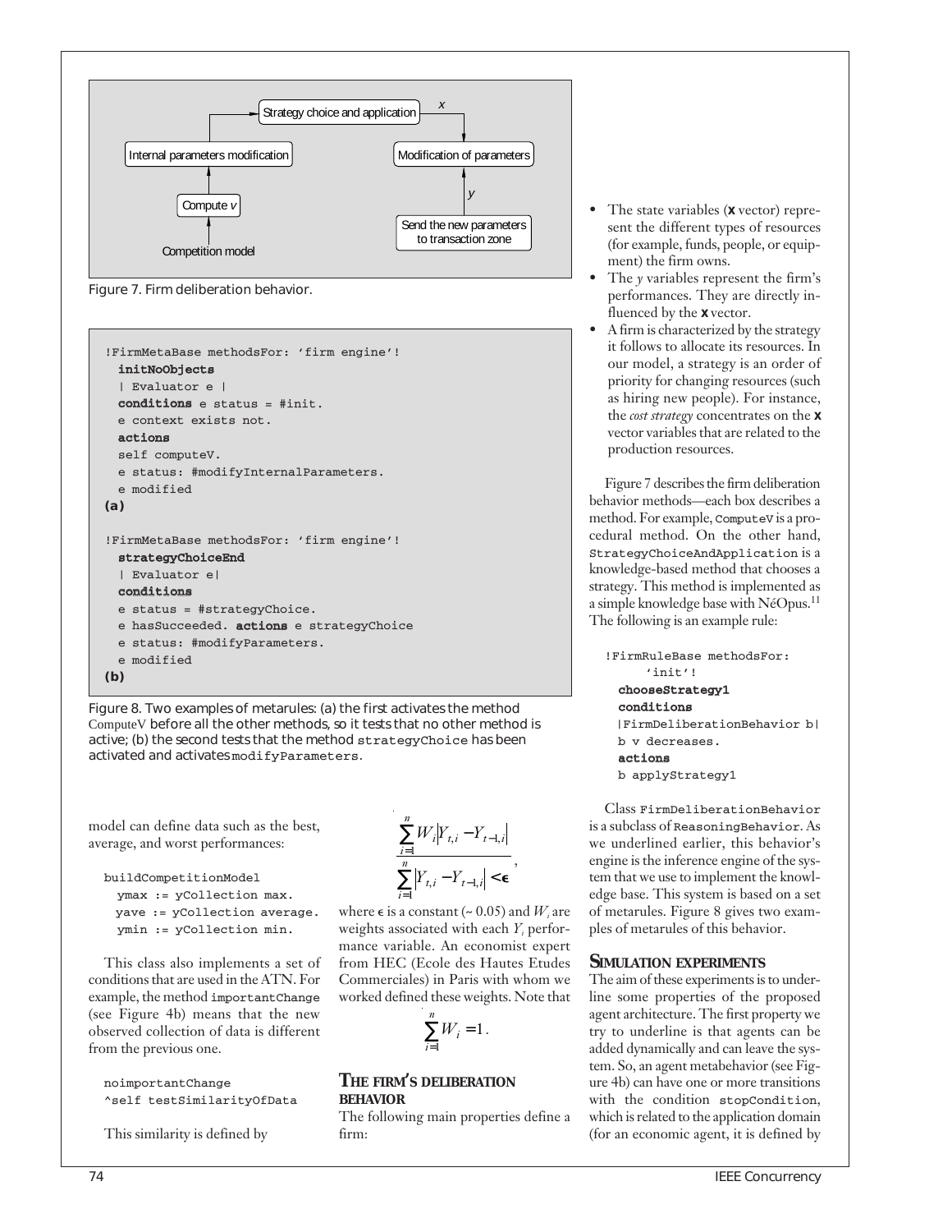Figure 7. Firm deliberation behavior.

```
!FirmMetaBase methodsFor: 'firm engine'!
  initNoObjects
  | Evaluator e |
  conditions e status = #init.
  e context exists not.
  actions
  self computeV.
  e status: #modifyInternalParameters.
  e modified
(a)

!FirmMetaBase methodsFor: 'firm engine'!
  strategyChoiceEnd
  | Evaluator e|
  conditions
  e status = #strategyChoice.
  e hasSucceeded. actions e strategyChoice
  e status: #modifyParameters.
  e modified
(b)
```

Figure 8. Two examples of metarules: (a) the first activates the method ComputeV before all the other methods, so it tests that no other method is active; (b) the second tests that the method strategyChoice has been activated and activates modifyParameters.

model can define data such as the best, average, and worst performances:

```
buildCompetitionModel
  ymax := yCollection max.
  yave := yCollection average.
  ymin := yCollection min.
```

This class also implements a set of conditions that are used in the ATN. For example, the method importantChange (see Figure 4b) means that the new observed collection of data is different from the previous one.

```
noimportantChange
^self testSimilarityOfData
```

This similarity is defined by

$$\frac{\sum_{i=1}^{n} W_i \left| Y_{t,i} - Y_{t-1,i} \right|}{\sum_{i=1}^{n} \left| Y_{t,i} - Y_{t-1,i} \right| < \epsilon},$$

where $\epsilon$ is a constant (~ 0.05) and $W_i$ are weights associated with each $Y_i$ performance variable. An economist expert from HEC (Ecole des Hautes Etudes Commerciales) in Paris with whom we worked defined these weights. Note that

$$\sum_{i=1}^{n} W_i = 1.$$

## The firm's deliberation behavior

The following main properties define a firm:

- The state variables (**x** vector) represent the different types of resources (for example, funds, people, or equipment) the firm owns.
- The *y* variables represent the firm's performances. They are directly influenced by the **x** vector.
- A firm is characterized by the strategy it follows to allocate its resources. In our model, a strategy is an order of priority for changing resources (such as hiring new people). For instance, the *cost strategy* concentrates on the **x** vector variables that are related to the production resources.

Figure 7 describes the firm deliberation behavior methods—each box describes a method. For example, ComputeV is a procedural method. On the other hand, StrategyChoiceAndApplication is a knowledge-based method that chooses a strategy. This method is implemented as a simple knowledge base with NéOpus.[11] The following is an example rule:

```
!FirmRuleBase methodsFor:
    'init'!
  chooseStrategy1
  conditions
  |FirmDeliberationBehavior b|
  b v decreases.
  actions
  b applyStrategy1
```

Class FirmDeliberationBehavior is a subclass of ReasoningBehavior. As we underlined earlier, this behavior's engine is the inference engine of the system that we use to implement the knowledge base. This system is based on a set of metarules. Figure 8 gives two examples of metarules of this behavior.

## Simulation experiments

The aim of these experiments is to underline some properties of the proposed agent architecture. The first property we try to underline is that agents can be added dynamically and can leave the system. So, an agent metabehavior (see Figure 4b) can have one or more transitions with the condition stopCondition, which is related to the application domain (for an economic agent, it is defined by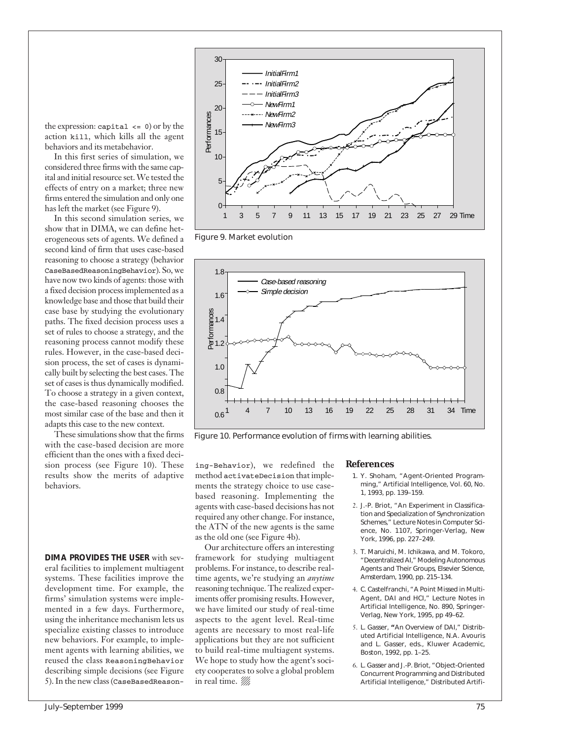the expression: `capital <= 0`) or by the action `kill`, which kills all the agent behaviors and its metabehavior.

In this first series of simulation, we considered three firms with the same capital and initial resource set. We tested the effects of entry on a market; three new firms entered the simulation and only one has left the market (see Figure 9).

In this second simulation series, we show that in DIMA, we can define heterogeneous sets of agents. We defined a second kind of firm that uses case-based reasoning to choose a strategy (behavior `CaseBasedReasoningBehavior`). So, we have now two kinds of agents: those with a fixed decision process implemented as a knowledge base and those that build their case base by studying the evolutionary paths. The fixed decision process uses a set of rules to choose a strategy, and the reasoning process cannot modify these rules. However, in the case-based decision process, the set of cases is dynamically built by selecting the best cases. The set of cases is thus dynamically modified. To choose a strategy in a given context, the case-based reasoning chooses the most similar case of the base and then it adapts this case to the new context.

These simulations show that the firms with the case-based decision are more efficient than the ones with a fixed decision process (see Figure 10). These results show the merits of adaptive behaviors.

Figure 9. Market evolution

Figure 10. Performance evolution of firms with learning abilities.

**DIMA PROVIDES THE USER** with several facilities to implement multiagent systems. These facilities improve the development time. For example, the firms' simulation systems were implemented in a few days. Furthermore, using the inheritance mechanism lets us specialize existing classes to introduce new behaviors. For example, to implement agents with learning abilities, we reused the class `ReasoningBehavior` describing simple decisions (see Figure 5). In the new class (`CaseBasedReasoning-Behavior`), we redefined the method `activateDecision` that implements the strategy choice to use case-based reasoning. Implementing the agents with case-based decisions has not required any other change. For instance, the ATN of the new agents is the same as the old one (see Figure 4b).

Our architecture offers an interesting framework for studying multiagent problems. For instance, to describe real-time agents, we're studying an *anytime* reasoning technique. The realized experiments offer promising results. However, we have limited our study of real-time aspects to the agent level. Real-time agents are necessary to most real-life applications but they are not sufficient to build real-time multiagent systems. We hope to study how the agent's society cooperates to solve a global problem in real time.

## References

1. Y. Shoham, "Agent-Oriented Programming," Artificial Intelligence, Vol. 60, No. 1, 1993, pp. 139–159.
2. J.-P. Briot, "An Experiment in Classification and Specialization of Synchronization Schemes," Lecture Notes in Computer Science, No. 1107, Springer-Verlag, New York, 1996, pp. 227–249.
3. T. Maruichi, M. Ichikawa, and M. Tokoro, "Decentralized AI," Modeling Autonomous Agents and Their Groups, Elsevier Science, Amsterdam, 1990, pp. 215–134.
4. C. Castelfranchi, "A Point Missed in Multi-Agent, DAI and HCI," Lecture Notes in Artificial Intelligence, No. 890, Springer-Verlag, New York, 1995, pp 49–62.
5. L. Gasser, "An Overview of DAI," Distributed Artificial Intelligence, N.A. Avouris and L. Gasser, eds., Kluwer Academic, Boston, 1992, pp. 1–25.
6. L. Gasser and J.-P. Briot, "Object-Oriented Concurrent Programming and Distributed Artificial Intelligence," Distributed Artifi-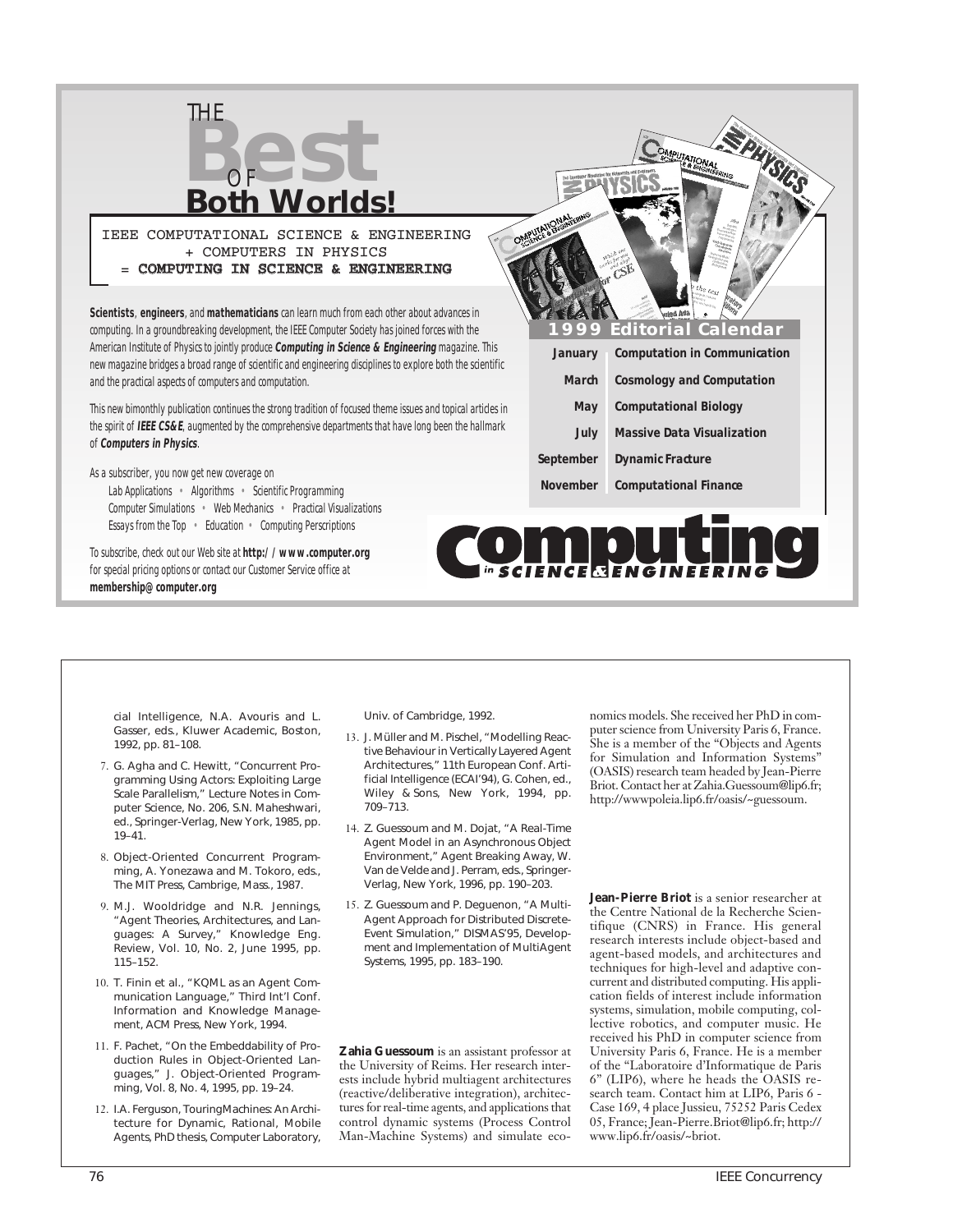# THE Best OF Both Worlds!

IEEE COMPUTATIONAL SCIENCE & ENGINEERING
+ COMPUTERS IN PHYSICS
= **COMPUTING IN SCIENCE & ENGINEERING**

**Scientists**, **engineers**, and **mathematicians** can learn much from each other about advances in computing. In a groundbreaking development, the IEEE Computer Society has joined forces with the American Institute of Physics to jointly produce ***Computing in Science & Engineering*** magazine. This new magazine bridges a broad range of scientific and engineering disciplines to explore both the scientific and the practical aspects of computers and computation.

This new bimonthly publication continues the strong tradition of focused theme issues and topical articles in the spirit of ***IEEE CS&E***, augmented by the comprehensive departments that have long been the hallmark of ***Computers in Physics***.

As a subscriber, you now get new coverage on

Lab Applications • Algorithms • Scientific Programming
Computer Simulations • Web Mechanics • Practical Visualizations
Essays from the Top • Education • Computing Perscriptions

To subscribe, check out our Web site at **http://www.computer.org** for special pricing options or contact our Customer Service office at **membership@computer.org**

## 1999 Editorial Calendar

| | |
|---|---|
| January | Computation in Communication |
| March | Cosmology and Computation |
| May | Computational Biology |
| July | Massive Data Visualization |
| September | Dynamic Fracture |
| November | Computational Finance |

**Computing in SCIENCE & ENGINEERING**

---

cial Intelligence, N.A. Avouris and L. Gasser, eds., Kluwer Academic, Boston, 1992, pp. 81–108.

7. G. Agha and C. Hewitt, "Concurrent Programming Using Actors: Exploiting Large Scale Parallelism," Lecture Notes in Computer Science, No. 206, S.N. Maheshwari, ed., Springer-Verlag, New York, 1985, pp. 19–41.
8. Object-Oriented Concurrent Programming, A. Yonezawa and M. Tokoro, eds., The MIT Press, Cambrige, Mass., 1987.
9. M.J. Wooldridge and N.R. Jennings, "Agent Theories, Architectures, and Languages: A Survey," Knowledge Eng. Review, Vol. 10, No. 2, June 1995, pp. 115–152.
10. T. Finin et al., "KQML as an Agent Communication Language," Third Int'l Conf. Information and Knowledge Management, ACM Press, New York, 1994.
11. F. Pachet, "On the Embeddability of Production Rules in Object-Oriented Languages," J. Object-Oriented Programming, Vol. 8, No. 4, 1995, pp. 19–24.
12. I.A. Ferguson, TouringMachines: An Architecture for Dynamic, Rational, Mobile Agents, PhD thesis, Computer Laboratory, Univ. of Cambridge, 1992.
13. J. Müller and M. Pischel, "Modelling Reactive Behaviour in Vertically Layered Agent Architectures," 11th European Conf. Artificial Intelligence (ECAI'94), G. Cohen, ed., Wiley & Sons, New York, 1994, pp. 709–713.
14. Z. Guessoum and M. Dojat, "A Real-Time Agent Model in an Asynchronous Object Environment," Agent Breaking Away, W. Van de Velde and J. Perram, eds., Springer-Verlag, New York, 1996, pp. 190–203.
15. Z. Guessoum and P. Deguenon, "A Multi-Agent Approach for Distributed Discrete-Event Simulation," DISMAS'95, Development and Implementation of MultiAgent Systems, 1995, pp. 183–190.

**Zahia Guessoum** is an assistant professor at the University of Reims. Her research interests include hybrid multiagent architectures (reactive/deliberative integration), architectures for real-time agents, and applications that control dynamic systems (Process Control Man-Machine Systems) and simulate economics models. She received her PhD in computer science from University Paris 6, France. She is a member of the "Objects and Agents for Simulation and Information Systems" (OASIS) research team headed by Jean-Pierre Briot. Contact her at Zahia.Guessoum@lip6.fr; http://wwwpoleia.lip6.fr/oasis/~guessoum.

**Jean-Pierre Briot** is a senior researcher at the Centre National de la Recherche Scientifique (CNRS) in France. His general research interests include object-based and agent-based models, and architectures and techniques for high-level and adaptive concurrent and distributed computing. His application fields of interest include information systems, simulation, mobile computing, collective robotics, and computer music. He received his PhD in computer science from University Paris 6, France. He is a member of the "Laboratoire d'Informatique de Paris 6" (LIP6), where he heads the OASIS research team. Contact him at LIP6, Paris 6 - Case 169, 4 place Jussieu, 75252 Paris Cedex 05, France; Jean-Pierre.Briot@lip6.fr; http://www.lip6.fr/oasis/~briot.